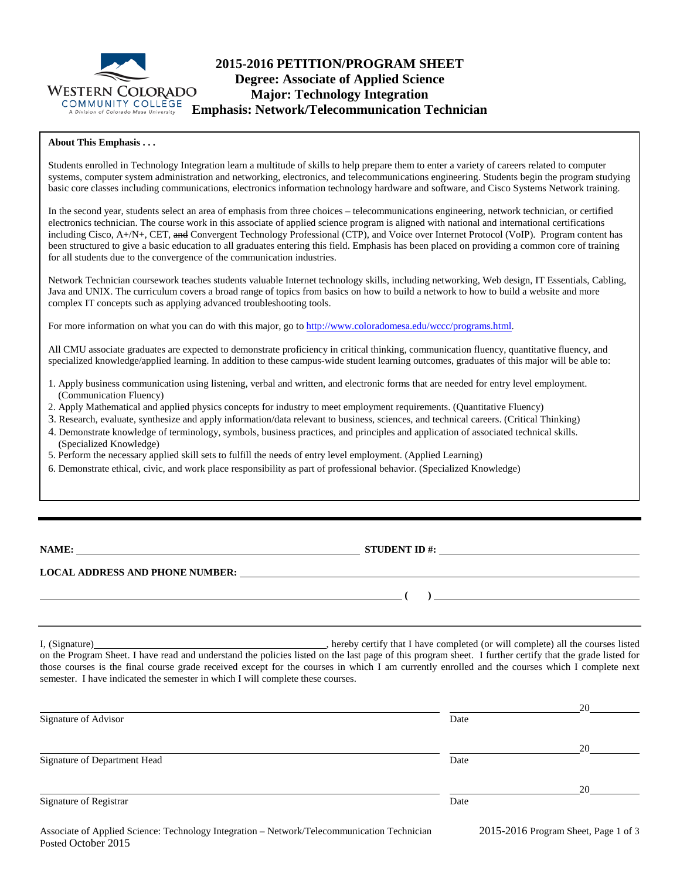# 2015-2016 PETITION/PROGRAM SHEET
## Degree: Associate of Applied Science
## Major: Technology Integration
## Emphasis: Network/Telecommunication Technician

**About This Emphasis . . .**

Students enrolled in Technology Integration learn a multitude of skills to help prepare them to enter a variety of careers related to computer systems, computer system administration and networking, electronics, and telecommunications engineering. Students begin the program studying basic core classes including communications, electronics information technology hardware and software, and Cisco Systems Network training.

In the second year, students select an area of emphasis from three choices – telecommunications engineering, network technician, or certified electronics technician. The course work in this associate of applied science program is aligned with national and international certifications including Cisco, A+/N+, CET, ~~and~~ Convergent Technology Professional (CTP), and Voice over Internet Protocol (VoIP). Program content has been structured to give a basic education to all graduates entering this field. Emphasis has been placed on providing a common core of training for all students due to the convergence of the communication industries.

Network Technician coursework teaches students valuable Internet technology skills, including networking, Web design, IT Essentials, Cabling, Java and UNIX. The curriculum covers a broad range of topics from basics on how to build a network to how to build a website and more complex IT concepts such as applying advanced troubleshooting tools.

For more information on what you can do with this major, go to http://www.coloradomesa.edu/wccc/programs.html.

All CMU associate graduates are expected to demonstrate proficiency in critical thinking, communication fluency, quantitative fluency, and specialized knowledge/applied learning. In addition to these campus-wide student learning outcomes, graduates of this major will be able to:

1. Apply business communication using listening, verbal and written, and electronic forms that are needed for entry level employment. (Communication Fluency)
2. Apply Mathematical and applied physics concepts for industry to meet employment requirements. (Quantitative Fluency)
3. Research, evaluate, synthesize and apply information/data relevant to business, sciences, and technical careers. (Critical Thinking)
4. Demonstrate knowledge of terminology, symbols, business practices, and principles and application of associated technical skills. (Specialized Knowledge)
5. Perform the necessary applied skill sets to fulfill the needs of entry level employment. (Applied Learning)
6. Demonstrate ethical, civic, and work place responsibility as part of professional behavior. (Specialized Knowledge)

---

**NAME:** ______________________________ **STUDENT ID #:** ______________________

**LOCAL ADDRESS AND PHONE NUMBER:** ______________________________________________

______________________________________________ **( )** ______________________

---

I, (Signature)______________________________, hereby certify that I have completed (or will complete) all the courses listed on the Program Sheet. I have read and understand the policies listed on the last page of this program sheet. I further certify that the grade listed for those courses is the final course grade received except for the courses in which I am currently enrolled and the courses which I complete next semester. I have indicated the semester in which I will complete these courses.

______________________________________________ ____________________20________
Signature of Advisor Date

______________________________________________ ____________________20________
Signature of Department Head Date

______________________________________________ ____________________20________
Signature of Registrar Date

Associate of Applied Science: Technology Integration – Network/Telecommunication Technician
Posted October 2015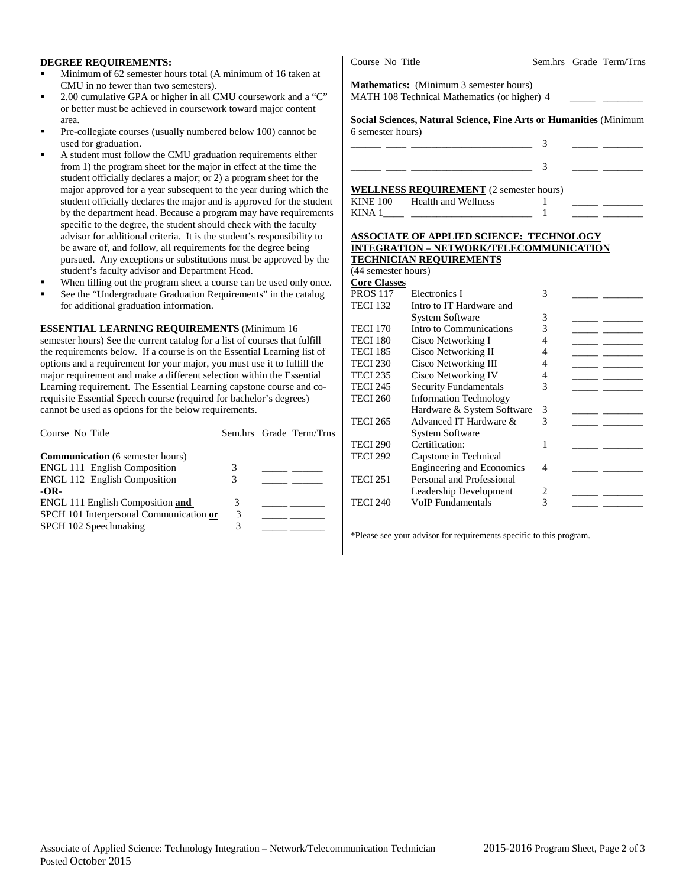**DEGREE REQUIREMENTS:**

- Minimum of 62 semester hours total (A minimum of 16 taken at CMU in no fewer than two semesters).
- 2.00 cumulative GPA or higher in all CMU coursework and a "C" or better must be achieved in coursework toward major content area.
- Pre-collegiate courses (usually numbered below 100) cannot be used for graduation.
- A student must follow the CMU graduation requirements either from 1) the program sheet for the major in effect at the time the student officially declares a major; or 2) a program sheet for the major approved for a year subsequent to the year during which the student officially declares the major and is approved for the student by the department head. Because a program may have requirements specific to the degree, the student should check with the faculty advisor for additional criteria. It is the student's responsibility to be aware of, and follow, all requirements for the degree being pursued. Any exceptions or substitutions must be approved by the student's faculty advisor and Department Head.
- When filling out the program sheet a course can be used only once.
- See the "Undergraduate Graduation Requirements" in the catalog for additional graduation information.

**ESSENTIAL LEARNING REQUIREMENTS** (Minimum 16 semester hours) See the current catalog for a list of courses that fulfill the requirements below. If a course is on the Essential Learning list of options and a requirement for your major, you must use it to fulfill the major requirement and make a different selection within the Essential Learning requirement. The Essential Learning capstone course and co-requisite Essential Speech course (required for bachelor's degrees) cannot be used as options for the below requirements.

| Course No Title | Sem.hrs | Grade | Term/Trns |
|---|---|---|---|
| **Communication** (6 semester hours) | | | |
| ENGL 111 English Composition | 3 | _____ | ______ |
| ENGL 112 English Composition | 3 | _____ | ______ |
| **-OR-** | | | |
| ENGL 111 English Composition **and** | 3 | _____ | _______ |
| SPCH 101 Interpersonal Communication **or** | 3 | _____ | _______ |
| SPCH 102 Speechmaking | 3 | _____ | _______ |
| **Mathematics:** (Minimum 3 semester hours) | | | |
| MATH 108 Technical Mathematics (or higher) | 4 | _____ | ________ |
| **Social Sciences, Natural Science, Fine Arts or Humanities** (Minimum 6 semester hours) | | | |
| ______ ____ ________________________ | 3 | _____ | ________ |
| ______ ____ ________________________ | 3 | _____ | ________ |

**WELLNESS REQUIREMENT** (2 semester hours)

| Course No | Title | Sem.hrs | Grade | Term/Trns |
|---|---|---|---|---|
| KINE 100 | Health and Wellness | 1 | _____ | ________ |
| KINA 1____ | ________________________ | 1 | _____ | ________ |

**ASSOCIATE OF APPLIED SCIENCE: TECHNOLOGY INTEGRATION – NETWORK/TELECOMMUNICATION TECHNICIAN REQUIREMENTS**
(44 semester hours)

**Core Classes**

| Course No | Title | Sem.hrs | Grade | Term/Trns |
|---|---|---|---|---|
| PROS 117 | Electronics I | 3 | _____ | ________ |
| TECI 132 | Intro to IT Hardware and System Software | 3 | _____ | ________ |
| TECI 170 | Intro to Communications | 3 | _____ | ________ |
| TECI 180 | Cisco Networking I | 4 | _____ | ________ |
| TECI 185 | Cisco Networking II | 4 | _____ | ________ |
| TECI 230 | Cisco Networking III | 4 | _____ | ________ |
| TECI 235 | Cisco Networking IV | 4 | _____ | ________ |
| TECI 245 | Security Fundamentals | 3 | _____ | ________ |
| TECI 260 | Information Technology Hardware & System Software | 3 | _____ | ________ |
| TECI 265 | Advanced IT Hardware & System Software | 3 | _____ | ________ |
| TECI 290 | Certification: | 1 | _____ | ________ |
| TECI 292 | Capstone in Technical Engineering and Economics | 4 | _____ | ________ |
| TECI 251 | Personal and Professional Leadership Development | 2 | _____ | ________ |
| TECI 240 | VoIP Fundamentals | 3 | _____ | ________ |

*Please see your advisor for requirements specific to this program.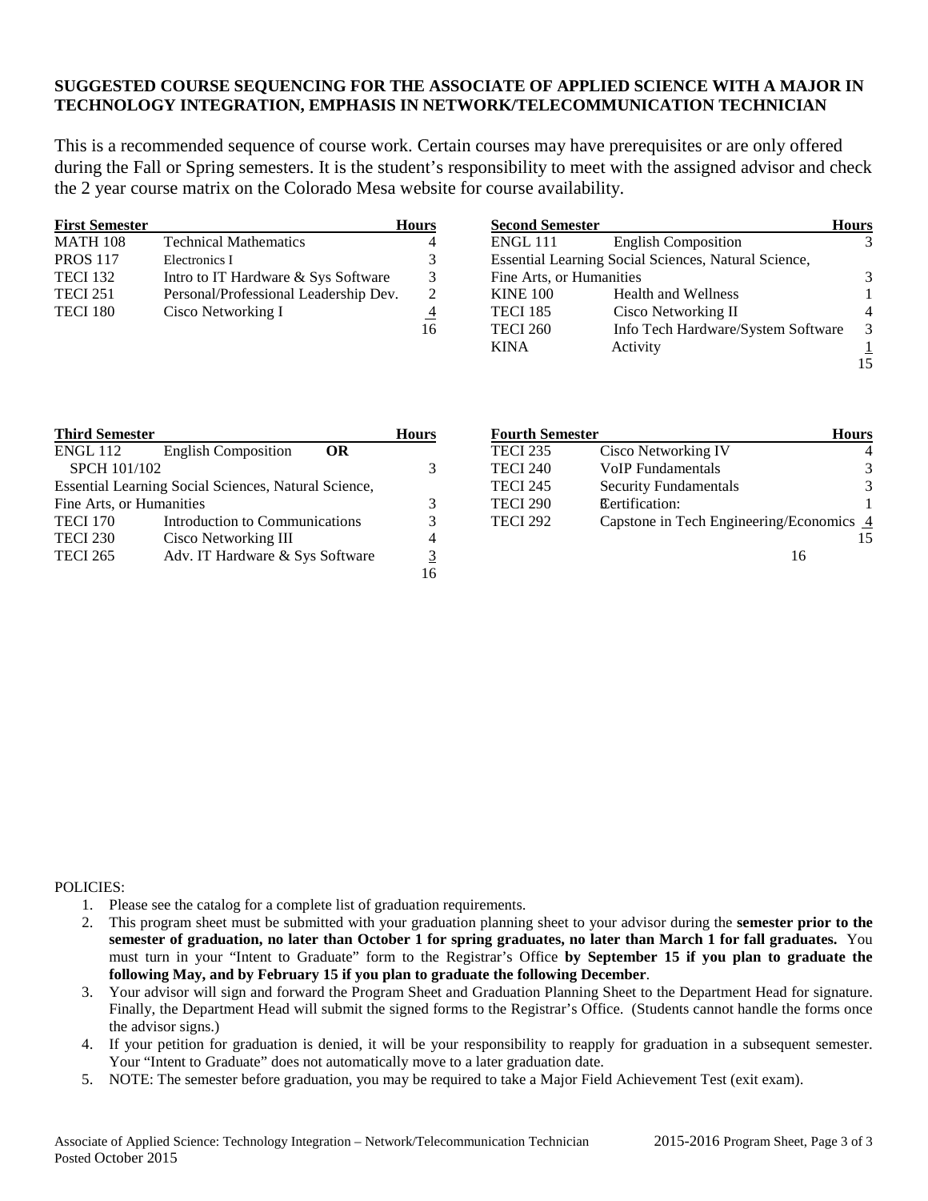**SUGGESTED COURSE SEQUENCING FOR THE ASSOCIATE OF APPLIED SCIENCE WITH A MAJOR IN TECHNOLOGY INTEGRATION, EMPHASIS IN NETWORK/TELECOMMUNICATION TECHNICIAN**

This is a recommended sequence of course work. Certain courses may have prerequisites or are only offered during the Fall or Spring semesters. It is the student's responsibility to meet with the assigned advisor and check the 2 year course matrix on the Colorado Mesa website for course availability.

| First Semester | | Hours |
|---|---|---|
| MATH 108 | Technical Mathematics | 4 |
| PROS 117 | Electronics I | 3 |
| TECI 132 | Intro to IT Hardware & Sys Software | 3 |
| TECI 251 | Personal/Professional Leadership Dev. | 2 |
| TECI 180 | Cisco Networking I | 4 |
| | | 16 |

| Second Semester | | Hours |
|---|---|---|
| ENGL 111 | English Composition | 3 |
| Essential Learning Social Sciences, Natural Science, Fine Arts, or Humanities | | 3 |
| KINE 100 | Health and Wellness | 1 |
| TECI 185 | Cisco Networking II | 4 |
| TECI 260 | Info Tech Hardware/System Software | 3 |
| KINA | Activity | 1 |
| | | 15 |

| Third Semester | | Hours |
|---|---|---|
| ENGL 112 | English Composition **OR** SPCH 101/102 | 3 |
| Essential Learning Social Sciences, Natural Science, Fine Arts, or Humanities | | 3 |
| TECI 170 | Introduction to Communications | 3 |
| TECI 230 | Cisco Networking III | 4 |
| TECI 265 | Adv. IT Hardware & Sys Software | 3 |
| | | 16 |

| Fourth Semester | | Hours |
|---|---|---|
| TECI 235 | Cisco Networking IV | 4 |
| TECI 240 | VoIP Fundamentals | 3 |
| TECI 245 | Security Fundamentals | 3 |
| TECI 290 | Certification: | 1 |
| TECI 292 | Capstone in Tech Engineering/Economics | 4 |
| | | 15 |
| | 16 | |

POLICIES:

1. Please see the catalog for a complete list of graduation requirements.
2. This program sheet must be submitted with your graduation planning sheet to your advisor during the **semester prior to the semester of graduation, no later than October 1 for spring graduates, no later than March 1 for fall graduates.** You must turn in your "Intent to Graduate" form to the Registrar's Office **by September 15 if you plan to graduate the following May, and by February 15 if you plan to graduate the following December**.
3. Your advisor will sign and forward the Program Sheet and Graduation Planning Sheet to the Department Head for signature. Finally, the Department Head will submit the signed forms to the Registrar's Office. (Students cannot handle the forms once the advisor signs.)
4. If your petition for graduation is denied, it will be your responsibility to reapply for graduation in a subsequent semester. Your "Intent to Graduate" does not automatically move to a later graduation date.
5. NOTE: The semester before graduation, you may be required to take a Major Field Achievement Test (exit exam).

Associate of Applied Science: Technology Integration – Network/Telecommunication Technician
Posted October 2015